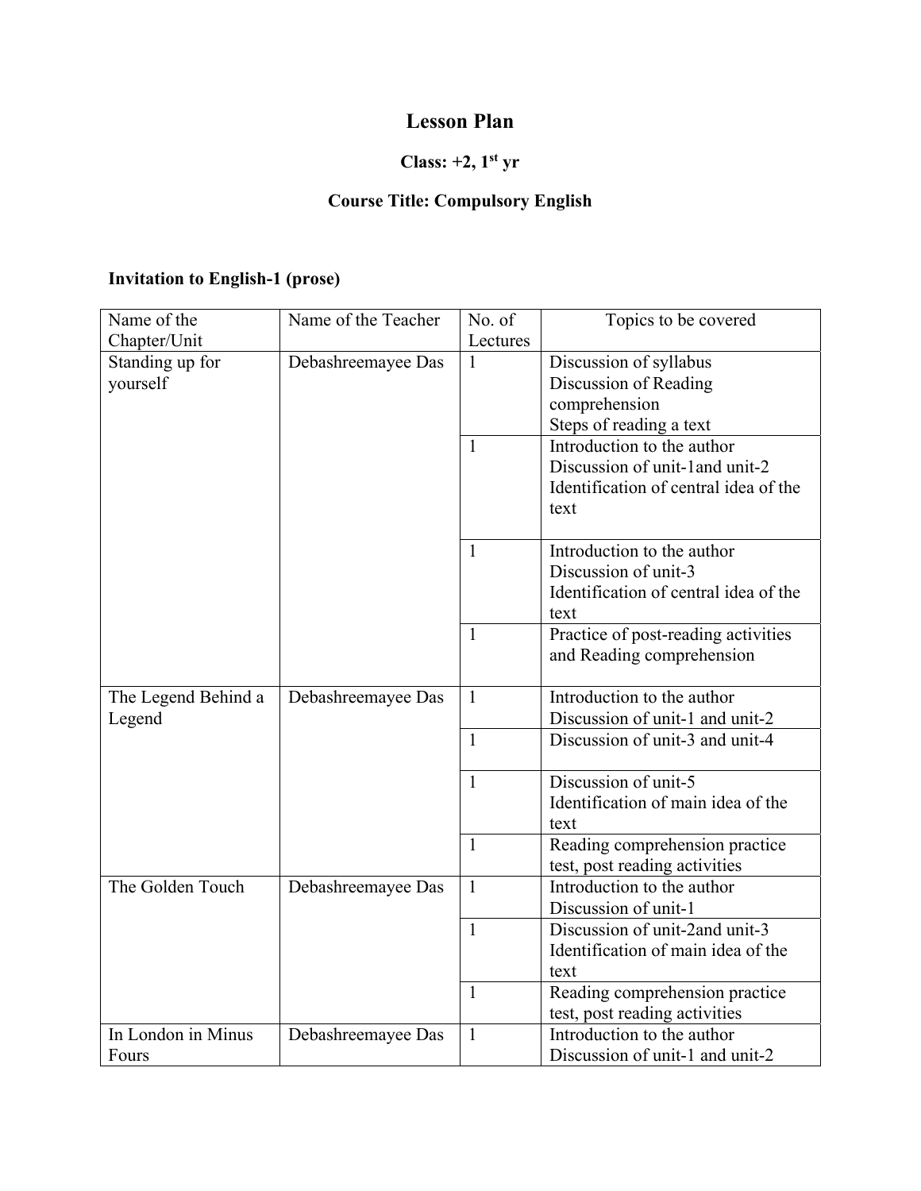# Lesson Plan

**Class: +2, 1st yr**

**Course Title: Compulsory English**

**Invitation to English-1 (prose)**

| Name of the Chapter/Unit | Name of the Teacher | No. of Lectures | Topics to be covered |
|---|---|---|---|
| Standing up for yourself | Debashreemayee Das | 1 | Discussion of syllabus<br>Discussion of Reading comprehension<br>Steps of reading a text |
| | | 1 | Introduction to the author<br>Discussion of unit-1and unit-2<br>Identification of central idea of the text |
| | | 1 | Introduction to the author<br>Discussion of unit-3<br>Identification of central idea of the text |
| | | 1 | Practice of post-reading activities and Reading comprehension |
| The Legend Behind a Legend | Debashreemayee Das | 1 | Introduction to the author<br>Discussion of unit-1 and unit-2 |
| | | 1 | Discussion of unit-3 and unit-4 |
| | | 1 | Discussion of unit-5<br>Identification of main idea of the text |
| | | 1 | Reading comprehension practice test, post reading activities |
| The Golden Touch | Debashreemayee Das | 1 | Introduction to the author<br>Discussion of unit-1 |
| | | 1 | Discussion of unit-2and unit-3<br>Identification of main idea of the text |
| | | 1 | Reading comprehension practice test, post reading activities |
| In London in Minus Fours | Debashreemayee Das | 1 | Introduction to the author<br>Discussion of unit-1 and unit-2 |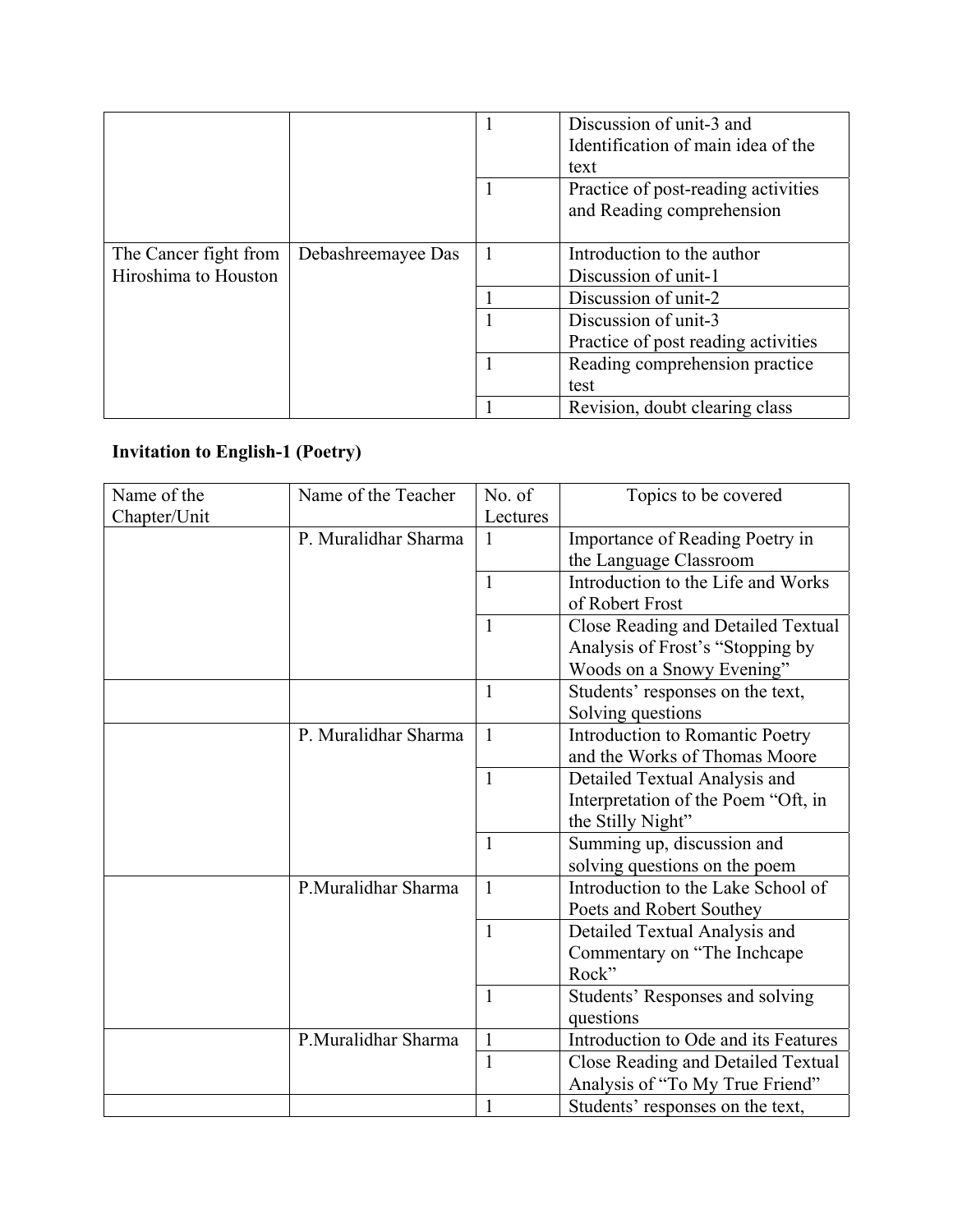| | | | |
|---|---|---|---|
| | | 1 | Discussion of unit-3 and Identification of main idea of the text |
| | | 1 | Practice of post-reading activities and Reading comprehension |
| The Cancer fight from Hiroshima to Houston | Debashreemayee Das | 1 | Introduction to the author Discussion of unit-1 |
| | | 1 | Discussion of unit-2 |
| | | 1 | Discussion of unit-3 Practice of post reading activities |
| | | 1 | Reading comprehension practice test |
| | | 1 | Revision, doubt clearing class |

**Invitation to English-1 (Poetry)**

| Name of the Chapter/Unit | Name of the Teacher | No. of Lectures | Topics to be covered |
|---|---|---|---|
| | P. Muralidhar Sharma | 1 | Importance of Reading Poetry in the Language Classroom |
| | | 1 | Introduction to the Life and Works of Robert Frost |
| | | 1 | Close Reading and Detailed Textual Analysis of Frost's "Stopping by Woods on a Snowy Evening" |
| | | 1 | Students' responses on the text, Solving questions |
| | P. Muralidhar Sharma | 1 | Introduction to Romantic Poetry and the Works of Thomas Moore |
| | | 1 | Detailed Textual Analysis and Interpretation of the Poem "Oft, in the Stilly Night" |
| | | 1 | Summing up, discussion and solving questions on the poem |
| | P.Muralidhar Sharma | 1 | Introduction to the Lake School of Poets and Robert Southey |
| | | 1 | Detailed Textual Analysis and Commentary on "The Inchcape Rock" |
| | | 1 | Students' Responses and solving questions |
| | P.Muralidhar Sharma | 1 | Introduction to Ode and its Features |
| | | 1 | Close Reading and Detailed Textual Analysis of "To My True Friend" |
| | | 1 | Students' responses on the text, |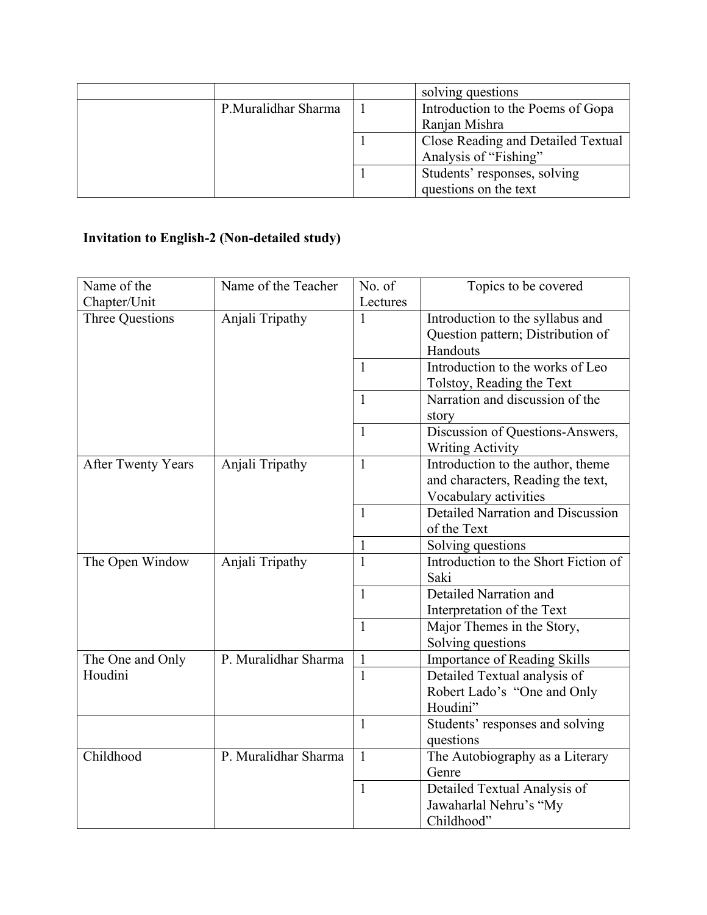| | | | |
|---|---|---|---|
| | | | solving questions |
| | P.Muralidhar Sharma | 1 | Introduction to the Poems of Gopa Ranjan Mishra |
| | | 1 | Close Reading and Detailed Textual Analysis of "Fishing" |
| | | 1 | Students' responses, solving questions on the text |

**Invitation to English-2 (Non-detailed study)**

| Name of the Chapter/Unit | Name of the Teacher | No. of Lectures | Topics to be covered |
|---|---|---|---|
| Three Questions | Anjali Tripathy | 1 | Introduction to the syllabus and Question pattern; Distribution of Handouts |
| | | 1 | Introduction to the works of Leo Tolstoy, Reading the Text |
| | | 1 | Narration and discussion of the story |
| | | 1 | Discussion of Questions-Answers, Writing Activity |
| After Twenty Years | Anjali Tripathy | 1 | Introduction to the author, theme and characters, Reading the text, Vocabulary activities |
| | | 1 | Detailed Narration and Discussion of the Text |
| | | 1 | Solving questions |
| The Open Window | Anjali Tripathy | 1 | Introduction to the Short Fiction of Saki |
| | | 1 | Detailed Narration and Interpretation of the Text |
| | | 1 | Major Themes in the Story, Solving questions |
| The One and Only Houdini | P. Muralidhar Sharma | 1 | Importance of Reading Skills |
| | | 1 | Detailed Textual analysis of Robert Lado's "One and Only Houdini" |
| | | 1 | Students' responses and solving questions |
| Childhood | P. Muralidhar Sharma | 1 | The Autobiography as a Literary Genre |
| | | 1 | Detailed Textual Analysis of Jawaharlal Nehru's "My Childhood" |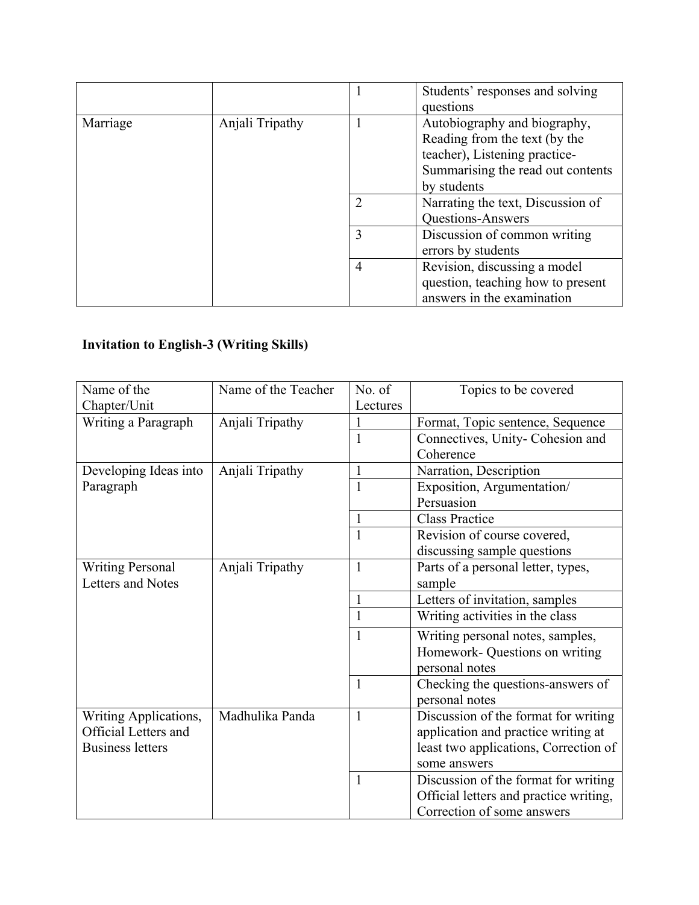| | | | |
|---|---|---|---|
| | | 1 | Students' responses and solving questions |
| Marriage | Anjali Tripathy | 1 | Autobiography and biography, Reading from the text (by the teacher), Listening practice- Summarising the read out contents by students |
| | | 2 | Narrating the text, Discussion of Questions-Answers |
| | | 3 | Discussion of common writing errors by students |
| | | 4 | Revision, discussing a model question, teaching how to present answers in the examination |

**Invitation to English-3 (Writing Skills)**

| Name of the Chapter/Unit | Name of the Teacher | No. of Lectures | Topics to be covered |
|---|---|---|---|
| Writing a Paragraph | Anjali Tripathy | 1 | Format, Topic sentence, Sequence |
| | | 1 | Connectives, Unity- Cohesion and Coherence |
| Developing Ideas into Paragraph | Anjali Tripathy | 1 | Narration, Description |
| | | 1 | Exposition, Argumentation/ Persuasion |
| | | 1 | Class Practice |
| | | 1 | Revision of course covered, discussing sample questions |
| Writing Personal Letters and Notes | Anjali Tripathy | 1 | Parts of a personal letter, types, sample |
| | | 1 | Letters of invitation, samples |
| | | 1 | Writing activities in the class |
| | | 1 | Writing personal notes, samples, Homework- Questions on writing personal notes |
| | | 1 | Checking the questions-answers of personal notes |
| Writing Applications, Official Letters and Business letters | Madhulika Panda | 1 | Discussion of the format for writing application and practice writing at least two applications, Correction of some answers |
| | | 1 | Discussion of the format for writing Official letters and practice writing, Correction of some answers |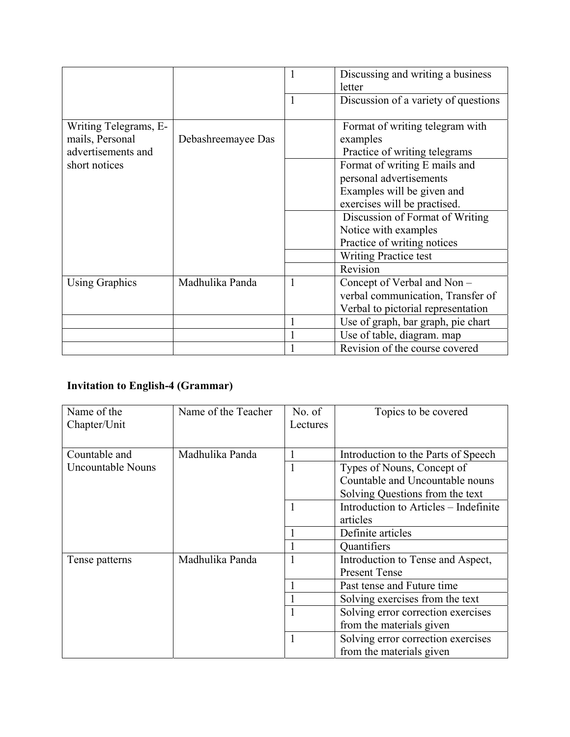| | | | |
|---|---|---|---|
| | | 1 | Discussing and writing a business letter |
| | | 1 | Discussion of a variety of questions |
| Writing Telegrams, E-mails, Personal advertisements and short notices | Debashreemayee Das | | Format of writing telegram with examples<br>Practice of writing telegrams |
| | | | Format of writing E mails and personal advertisements<br>Examples will be given and exercises will be practised. |
| | | | Discussion of Format of Writing Notice with examples<br>Practice of writing notices |
| | | | Writing Practice test |
| | | | Revision |
| Using Graphics | Madhulika Panda | 1 | Concept of Verbal and Non – verbal communication, Transfer of Verbal to pictorial representation |
| | | 1 | Use of graph, bar graph, pie chart |
| | | 1 | Use of table, diagram. map |
| | | 1 | Revision of the course covered |

**Invitation to English-4 (Grammar)**

| Name of the Chapter/Unit | Name of the Teacher | No. of Lectures | Topics to be covered |
|---|---|---|---|
| Countable and Uncountable Nouns | Madhulika Panda | 1 | Introduction to the Parts of Speech |
| | | 1 | Types of Nouns, Concept of Countable and Uncountable nouns Solving Questions from the text |
| | | 1 | Introduction to Articles – Indefinite articles |
| | | 1 | Definite articles |
| | | 1 | Quantifiers |
| Tense patterns | Madhulika Panda | 1 | Introduction to Tense and Aspect, Present Tense |
| | | 1 | Past tense and Future time |
| | | 1 | Solving exercises from the text |
| | | 1 | Solving error correction exercises from the materials given |
| | | 1 | Solving error correction exercises from the materials given |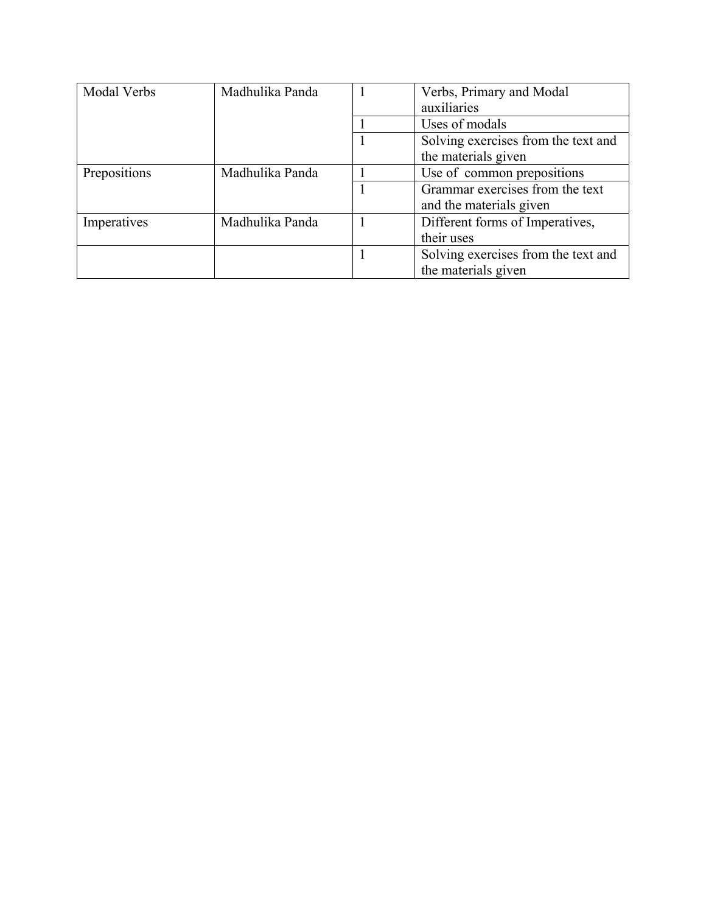| | | | |
|---|---|---|---|
| Modal Verbs | Madhulika Panda | 1 | Verbs, Primary and Modal auxiliaries |
| | | 1 | Uses of modals |
| | | 1 | Solving exercises from the text and the materials given |
| Prepositions | Madhulika Panda | 1 | Use of common prepositions |
| | | 1 | Grammar exercises from the text and the materials given |
| Imperatives | Madhulika Panda | 1 | Different forms of Imperatives, their uses |
| | | 1 | Solving exercises from the text and the materials given |